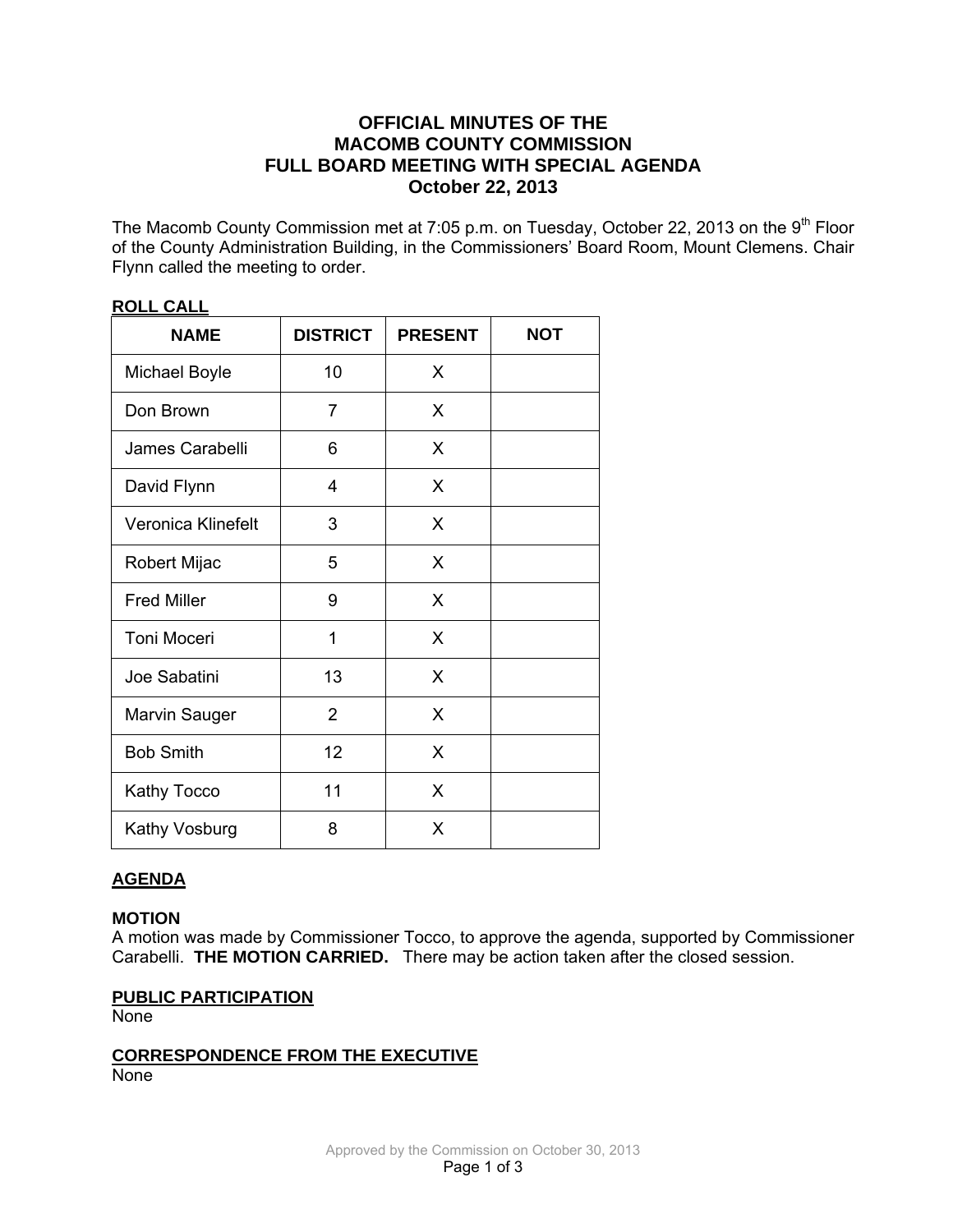# OFFICIAL MINUTES OF THE MACOMB COUNTY COMMISSION FULL BOARD MEETING WITH SPECIAL AGENDA October 22, 2013

The Macomb County Commission met at 7:05 p.m. on Tuesday, October 22, 2013 on the 9th Floor of the County Administration Building, in the Commissioners' Board Room, Mount Clemens. Chair Flynn called the meeting to order.

## ROLL CALL

| NAME | DISTRICT | PRESENT | NOT |
|---|---|---|---|
| Michael Boyle | 10 | X | |
| Don Brown | 7 | X | |
| James Carabelli | 6 | X | |
| David Flynn | 4 | X | |
| Veronica Klinefelt | 3 | X | |
| Robert Mijac | 5 | X | |
| Fred Miller | 9 | X | |
| Toni Moceri | 1 | X | |
| Joe Sabatini | 13 | X | |
| Marvin Sauger | 2 | X | |
| Bob Smith | 12 | X | |
| Kathy Tocco | 11 | X | |
| Kathy Vosburg | 8 | X | |

## AGENDA

### MOTION

A motion was made by Commissioner Tocco, to approve the agenda, supported by Commissioner Carabelli. **THE MOTION CARRIED.** There may be action taken after the closed session.

## PUBLIC PARTICIPATION

None

## CORRESPONDENCE FROM THE EXECUTIVE

None

Approved by the Commission on October 30, 2013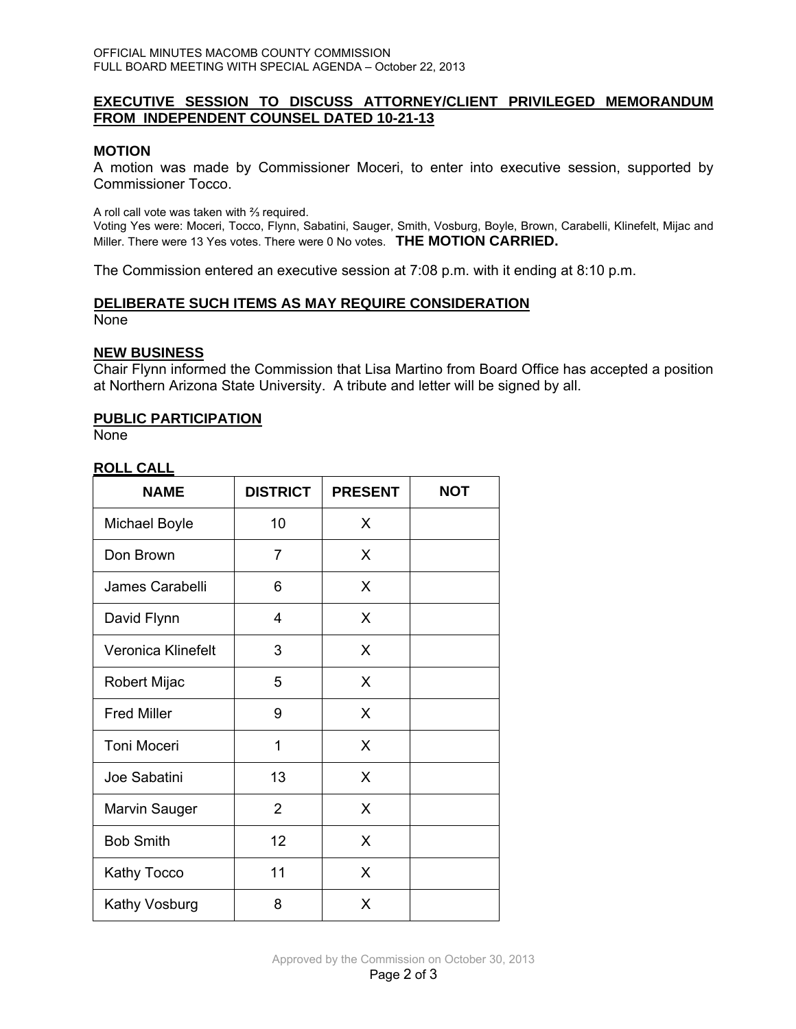## EXECUTIVE SESSION TO DISCUSS ATTORNEY/CLIENT PRIVILEGED MEMORANDUM FROM INDEPENDENT COUNSEL DATED 10-21-13

### MOTION

A motion was made by Commissioner Moceri, to enter into executive session, supported by Commissioner Tocco.

A roll call vote was taken with ⅔ required.
Voting Yes were: Moceri, Tocco, Flynn, Sabatini, Sauger, Smith, Vosburg, Boyle, Brown, Carabelli, Klinefelt, Mijac and Miller. There were 13 Yes votes. There were 0 No votes. **THE MOTION CARRIED.**

The Commission entered an executive session at 7:08 p.m. with it ending at 8:10 p.m.

## DELIBERATE SUCH ITEMS AS MAY REQUIRE CONSIDERATION

None

## NEW BUSINESS

Chair Flynn informed the Commission that Lisa Martino from Board Office has accepted a position at Northern Arizona State University. A tribute and letter will be signed by all.

## PUBLIC PARTICIPATION

None

## ROLL CALL

| NAME | DISTRICT | PRESENT | NOT |
|---|---|---|---|
| Michael Boyle | 10 | X | |
| Don Brown | 7 | X | |
| James Carabelli | 6 | X | |
| David Flynn | 4 | X | |
| Veronica Klinefelt | 3 | X | |
| Robert Mijac | 5 | X | |
| Fred Miller | 9 | X | |
| Toni Moceri | 1 | X | |
| Joe Sabatini | 13 | X | |
| Marvin Sauger | 2 | X | |
| Bob Smith | 12 | X | |
| Kathy Tocco | 11 | X | |
| Kathy Vosburg | 8 | X | |

Approved by the Commission on October 30, 2013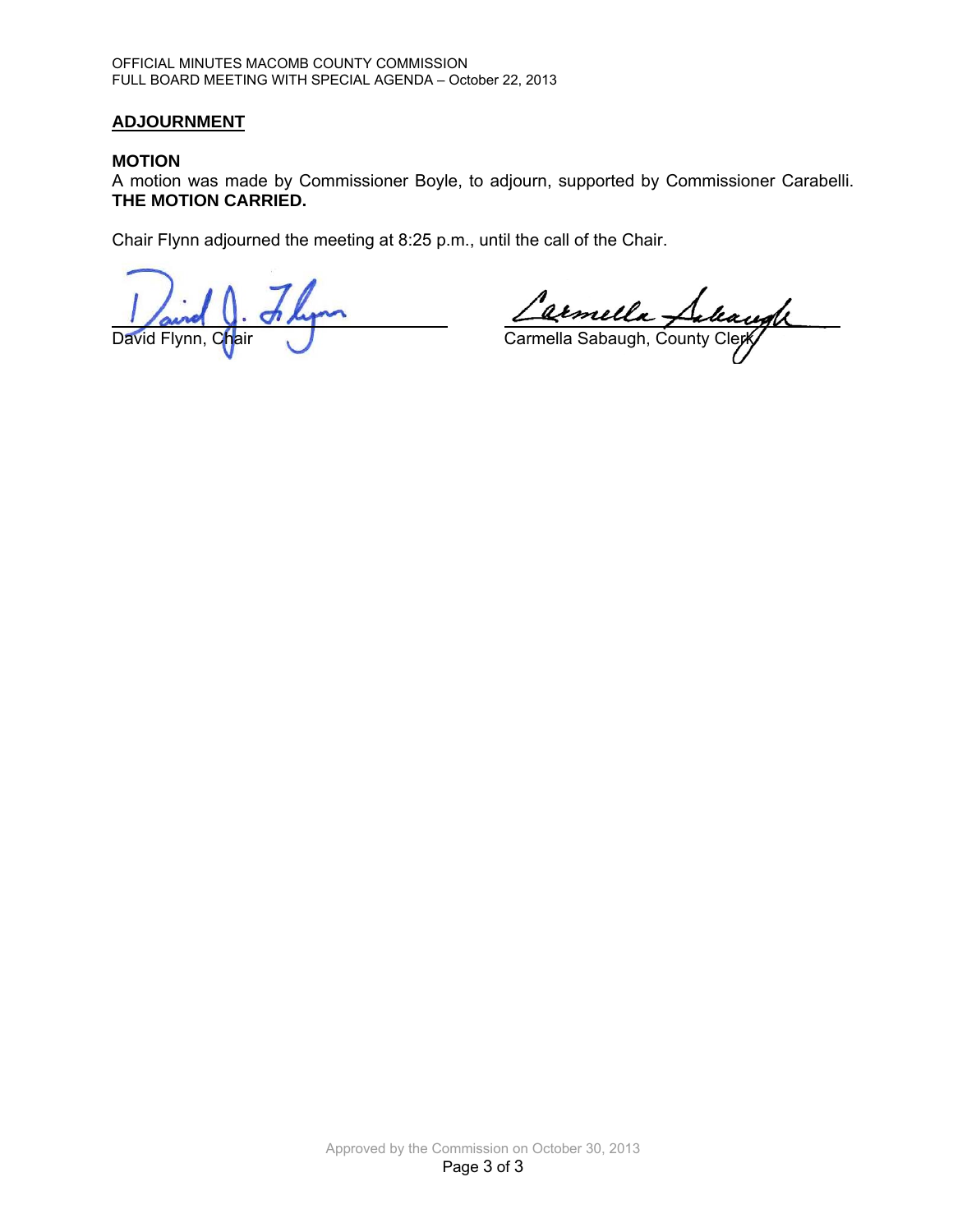## ADJOURNMENT

**MOTION**

A motion was made by Commissioner Boyle, to adjourn, supported by Commissioner Carabelli. **THE MOTION CARRIED.**

Chair Flynn adjourned the meeting at 8:25 p.m., until the call of the Chair.

David Flynn, Chair

Carmella Sabaugh, County Clerk

Approved by the Commission on October 30, 2013